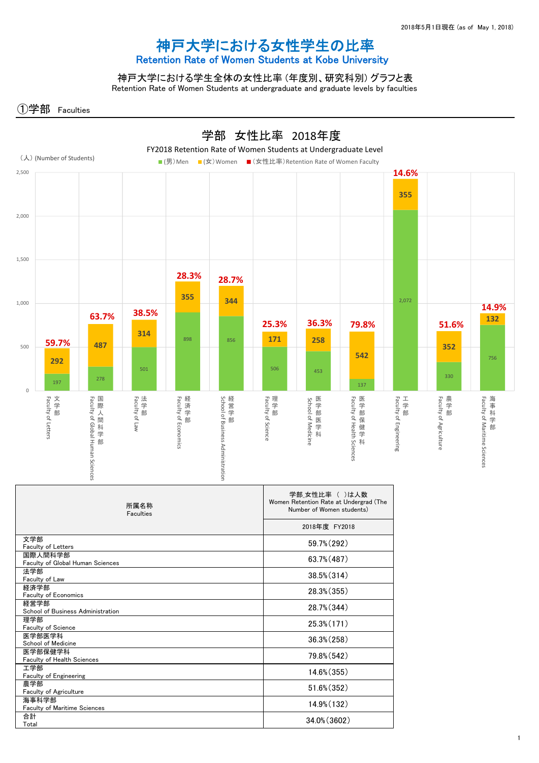2018年5月1日現在 (as of May 1, 2018)

# 神戸大学における女性学生の比率
## Retention Rate of Women Students at Kobe University

### 神戸大学における学生全体の女性比率（年度別、研究科別）グラフと表
Retention Rate of Women Students at undergraduate and graduate levels by faculties

## ①学部 Faculties

### 学部 女性比率 2018年度
FY2018 Retention Rate of Women Students at Undergraduate Level

（人）(Number of Students)

■(男) Men ■(女) Women ■(女性比率) Retention Rate of Women Faculty

| 学部 / Faculty | (男) Men | (女) Women | (女性比率) Retention Rate |
|---|---|---|---|
| 文学部 Faculty of Letters | 197 | 292 | 59.7% |
| 国際人間科学部 Faculty of Global Human Sciences | 278 | 487 | 63.7% |
| 法学部 Faculty of Law | 501 | 314 | 38.5% |
| 経済学部 Faculty of Economics | 898 | 355 | 28.3% |
| 経営学部 School of Business Administration | 856 | 344 | 28.7% |
| 理学部 Faculty of Science | 506 | 171 | 25.3% |
| 医学部医学科 School of Medicine | 453 | 258 | 36.3% |
| 医学部保健学科 Faculty of Health Sciences | 137 | 542 | 79.8% |
| 工学部 Faculty of Engineering | 2,072 | 355 | 14.6% |
| 農学部 Faculty of Agriculture | 330 | 352 | 51.6% |
| 海事科学部 Faculty of Maritime Sciences | 756 | 132 | 14.9% |

| 所属名称 Faculties | 学部 女性比率 （ ）は人数 Women Retention Rate at Undergrad (The Number of Women students) |
|---|---|
| | 2018年度 FY2018 |
| 文学部 Faculty of Letters | 59.7%(292) |
| 国際人間科学部 Faculty of Global Human Sciences | 63.7%(487) |
| 法学部 Faculty of Law | 38.5%(314) |
| 経済学部 Faculty of Economics | 28.3%(355) |
| 経営学部 School of Business Administration | 28.7%(344) |
| 理学部 Faculty of Science | 25.3%(171) |
| 医学部医学科 School of Medicine | 36.3%(258) |
| 医学部保健学科 Faculty of Health Sciences | 79.8%(542) |
| 工学部 Faculty of Engineering | 14.6%(355) |
| 農学部 Faculty of Agriculture | 51.6%(352) |
| 海事科学部 Faculty of Maritime Sciences | 14.9%(132) |
| 合計 Total | 34.0%(3602) |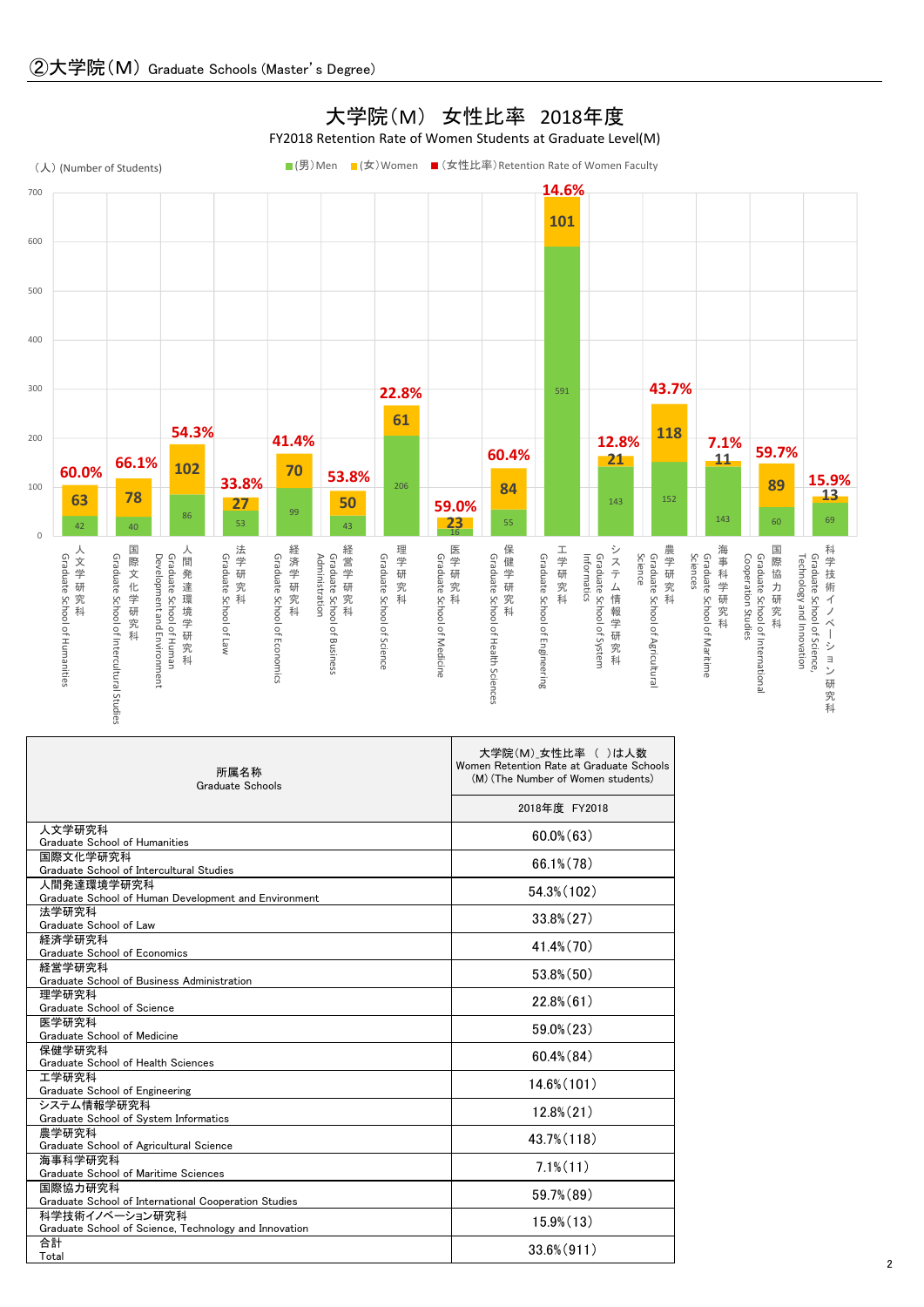## ②大学院（M） Graduate Schools (Master's Degree)

大学院（M） 女性比率 2018年度

FY2018 Retention Rate of Women Students at Graduate Level(M)

（人）(Number of Students)

■(男)Men ■(女)Women ■(女性比率)Retention Rate of Women Faculty

| 研究科 | Men | Women | 女性比率 |
|---|---|---|---|
| 人文学研究科 Graduate School of Humanities | 42 | 63 | 60.0% |
| 国際文化学研究科 Graduate School of Intercultural Studies | 40 | 78 | 66.1% |
| 人間発達環境学研究科 Graduate School of Human Development and Environment | 86 | 102 | 54.3% |
| 法学研究科 Graduate School of Law | 53 | 27 | 33.8% |
| 経済学研究科 Graduate School of Economics | 99 | 70 | 41.4% |
| 経営学研究科 Graduate School of Business Administration | 43 | 50 | 53.8% |
| 理学研究科 Graduate School of Science | 206 | 61 | 22.8% |
| 医学研究科 Graduate School of Medicine | 16 | 23 | 59.0% |
| 保健学研究科 Graduate School of Health Sciences | 55 | 84 | 60.4% |
| 工学研究科 Graduate School of Engineering | 591 | 101 | 14.6% |
| システム情報学研究科 Graduate School of System Informatics | 143 | 21 | 12.8% |
| 農学研究科 Graduate School of Agricultural Science | 152 | 118 | 43.7% |
| 海事科学研究科 Graduate School of Maritime Sciences | 143 | 11 | 7.1% |
| 国際協力研究科 Graduate School of International Cooperation Studies | 60 | 89 | 59.7% |
| 科学技術イノベーション研究科 Graduate School of Science, Technology and Innovation | 69 | 13 | 15.9% |

| 所属名称<br>Graduate Schools | 大学院(M) 女性比率 （ ）は人数<br>Women Retention Rate at Graduate Schools (M) (The Number of Women students) |
|---|---|
| | 2018年度 FY2018 |
| 人文学研究科<br>Graduate School of Humanities | 60.0%(63) |
| 国際文化学研究科<br>Graduate School of Intercultural Studies | 66.1%(78) |
| 人間発達環境学研究科<br>Graduate School of Human Development and Environment | 54.3%(102) |
| 法学研究科<br>Graduate School of Law | 33.8%(27) |
| 経済学研究科<br>Graduate School of Economics | 41.4%(70) |
| 経営学研究科<br>Graduate School of Business Administration | 53.8%(50) |
| 理学研究科<br>Graduate School of Science | 22.8%(61) |
| 医学研究科<br>Graduate School of Medicine | 59.0%(23) |
| 保健学研究科<br>Graduate School of Health Sciences | 60.4%(84) |
| 工学研究科<br>Graduate School of Engineering | 14.6%(101) |
| システム情報学研究科<br>Graduate School of System Informatics | 12.8%(21) |
| 農学研究科<br>Graduate School of Agricultural Science | 43.7%(118) |
| 海事科学研究科<br>Graduate School of Maritime Sciences | 7.1%(11) |
| 国際協力研究科<br>Graduate School of International Cooperation Studies | 59.7%(89) |
| 科学技術イノベーション研究科<br>Graduate School of Science, Technology and Innovation | 15.9%(13) |
| 合計<br>Total | 33.6%(911) |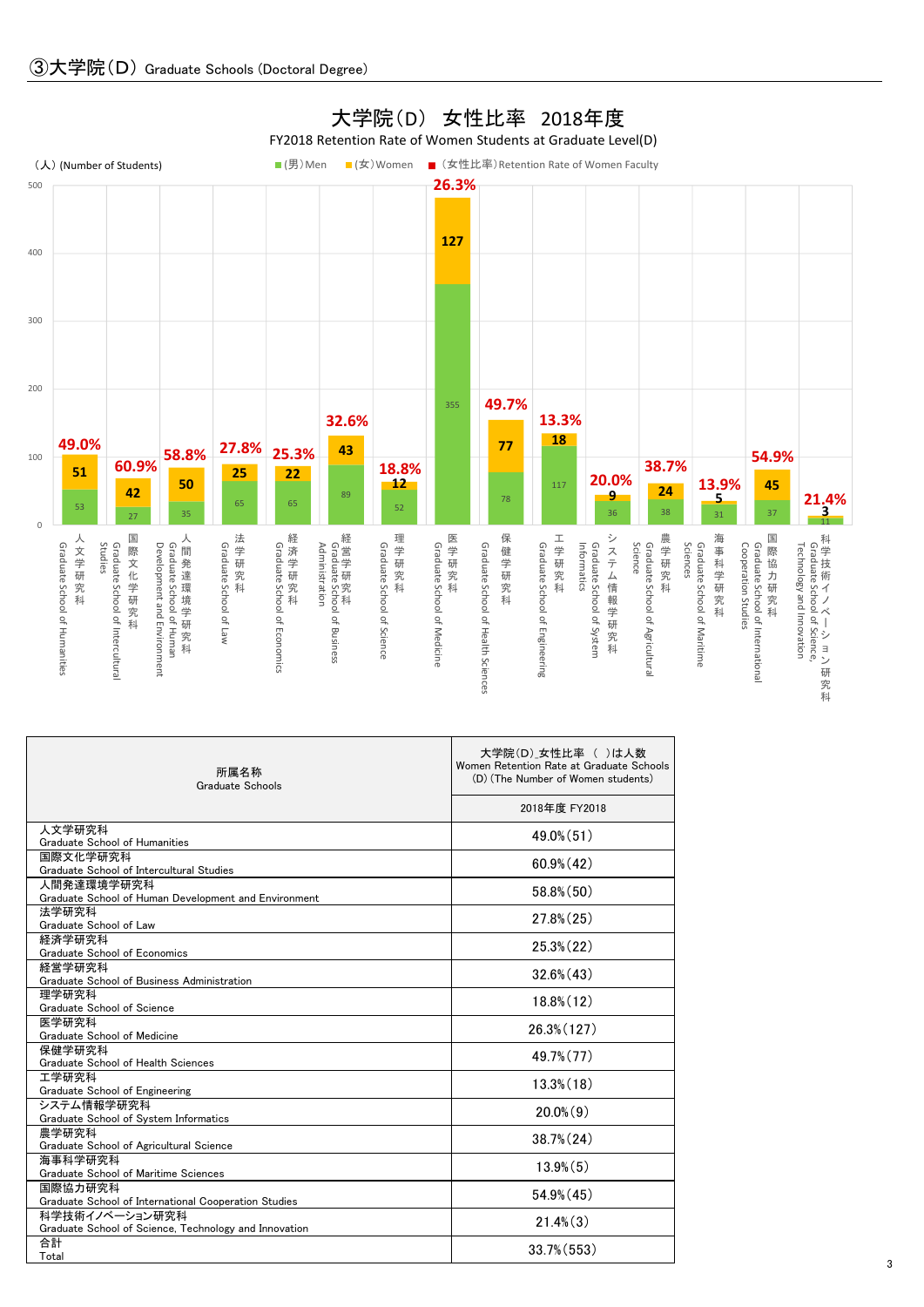## ③大学院（D） Graduate Schools (Doctoral Degree)

大学院（D） 女性比率 2018年度

FY2018 Retention Rate of Women Students at Graduate Level(D)

（人）(Number of Students)

■(男)Men ■(女)Women ■（女性比率）Retention Rate of Women Faculty

500
400
300
200
100
0

49.0% 51 53
60.9% 42 27
58.8% 50 35
27.8% 25 65
25.3% 22 65
32.6% 43 89
18.8% 12 52
26.3% 127 355
49.7% 77 78
13.3% 18 117
20.0% 9 36
38.7% 24 38
13.9% 5 31
54.9% 45 37
21.4% 3 11

人文学研究科 Graduate School of Humanities
国際文化学研究科 Graduate School of Intercultural Studies
人間発達環境学研究科 Graduate School of Human Development and Environment
法学研究科 Graduate School of Law
経済学研究科 Graduate School of Economics
経営学研究科 Graduate School of Business Administration
理学研究科 Graduate School of Science
医学研究科 Graduate School of Medicine
保健学研究科 Graduate School of Health Sciences
工学研究科 Graduate School of Engineering
システム情報学研究科 Graduate School of System Informatics
農学研究科 Graduate School of Agricultural Science
海事科学研究科 Graduate School of Maritime Sciences
国際協力研究科 Graduate School of International Cooperation Studies
科学技術イノベーション研究科 Graduate School of Science, Technology and Innovation

| 所属名称<br>Graduate Schools | 大学院(D)_女性比率 （ ）は人数<br>Women Retention Rate at Graduate Schools (D) (The Number of Women students)<br>2018年度 FY2018 |
|---|---|
| 人文学研究科<br>Graduate School of Humanities | 49.0%(51) |
| 国際文化学研究科<br>Graduate School of Intercultural Studies | 60.9%(42) |
| 人間発達環境学研究科<br>Graduate School of Human Development and Environment | 58.8%(50) |
| 法学研究科<br>Graduate School of Law | 27.8%(25) |
| 経済学研究科<br>Graduate School of Economics | 25.3%(22) |
| 経営学研究科<br>Graduate School of Business Administration | 32.6%(43) |
| 理学研究科<br>Graduate School of Science | 18.8%(12) |
| 医学研究科<br>Graduate School of Medicine | 26.3%(127) |
| 保健学研究科<br>Graduate School of Health Sciences | 49.7%(77) |
| 工学研究科<br>Graduate School of Engineering | 13.3%(18) |
| システム情報学研究科<br>Graduate School of System Informatics | 20.0%(9) |
| 農学研究科<br>Graduate School of Agricultural Science | 38.7%(24) |
| 海事科学研究科<br>Graduate School of Maritime Sciences | 13.9%(5) |
| 国際協力研究科<br>Graduate School of International Cooperation Studies | 54.9%(45) |
| 科学技術イノベーション研究科<br>Graduate School of Science, Technology and Innovation | 21.4%(3) |
| 合計<br>Total | 33.7%(553) |